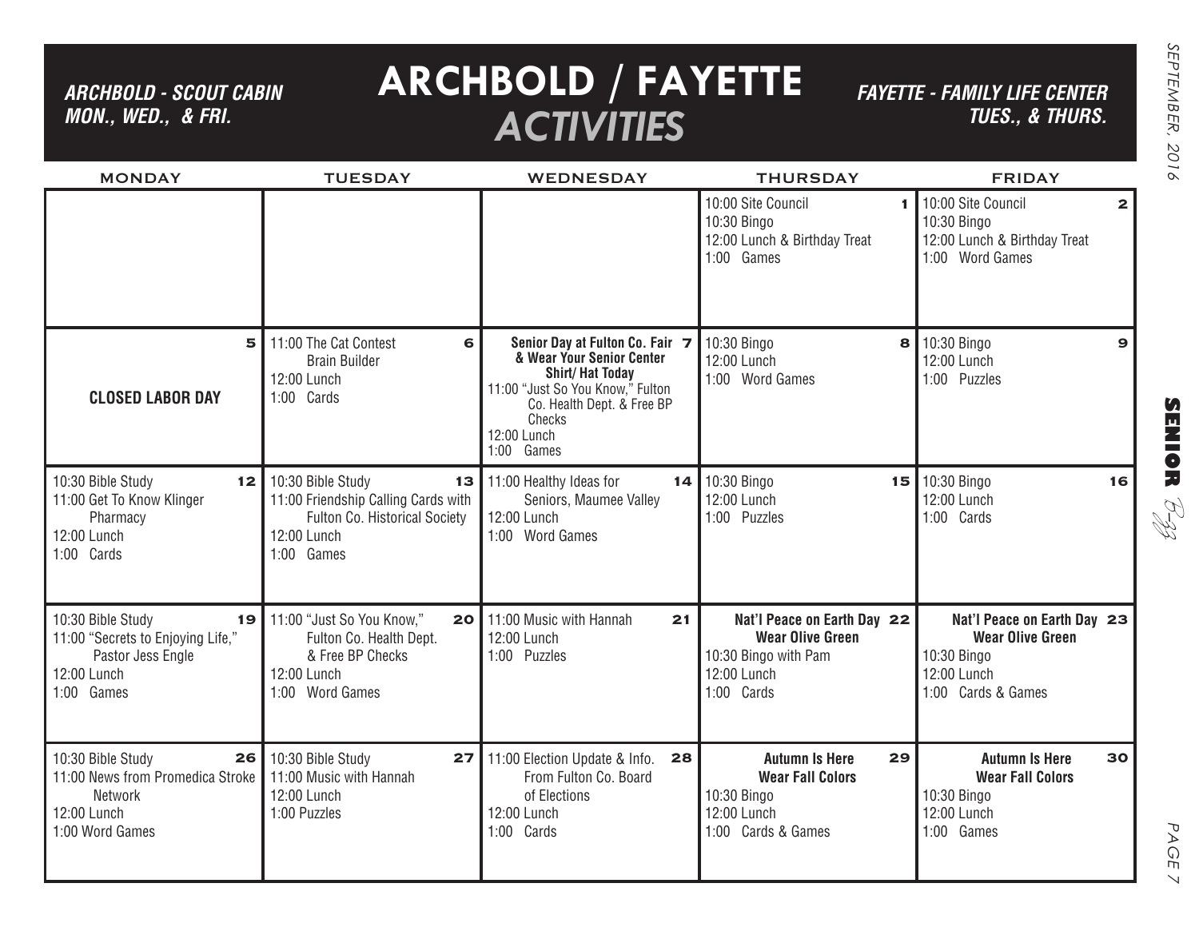# ARCHBOLD / FAYETTE *ACTIVITIES*

***ARCHBOLD - SCOUT CABIN MON., WED., & FRI.***

***FAYETTE - FAMILY LIFE CENTER TUES., & THURS.***

| MONDAY | TUESDAY | WEDNESDAY | THURSDAY | FRIDAY |
|---|---|---|---|---|
| | | | **1** 10:00 Site Council<br>10:30 Bingo<br>12:00 Lunch & Birthday Treat<br>1:00 Games | **2** 10:00 Site Council<br>10:30 Bingo<br>12:00 Lunch & Birthday Treat<br>1:00 Word Games |
| **5**<br>**CLOSED LABOR DAY** | **6** 11:00 The Cat Contest Brain Builder<br>12:00 Lunch<br>1:00 Cards | **7** **Senior Day at Fulton Co. Fair & Wear Your Senior Center Shirt/ Hat Today**<br>11:00 "Just So You Know," Fulton Co. Health Dept. & Free BP Checks<br>12:00 Lunch<br>1:00 Games | **8** 10:30 Bingo<br>12:00 Lunch<br>1:00 Word Games | **9** 10:30 Bingo<br>12:00 Lunch<br>1:00 Puzzles |
| **12** 10:30 Bible Study<br>11:00 Get To Know Klinger Pharmacy<br>12:00 Lunch<br>1:00 Cards | **13** 10:30 Bible Study<br>11:00 Friendship Calling Cards with Fulton Co. Historical Society<br>12:00 Lunch<br>1:00 Games | **14** 11:00 Healthy Ideas for Seniors, Maumee Valley<br>12:00 Lunch<br>1:00 Word Games | **15** 10:30 Bingo<br>12:00 Lunch<br>1:00 Puzzles | **16** 10:30 Bingo<br>12:00 Lunch<br>1:00 Cards |
| **19** 10:30 Bible Study<br>11:00 "Secrets to Enjoying Life," Pastor Jess Engle<br>12:00 Lunch<br>1:00 Games | **20** 11:00 "Just So You Know," Fulton Co. Health Dept. & Free BP Checks<br>12:00 Lunch<br>1:00 Word Games | **21** 11:00 Music with Hannah<br>12:00 Lunch<br>1:00 Puzzles | **22** **Nat'l Peace on Earth Day Wear Olive Green**<br>10:30 Bingo with Pam<br>12:00 Lunch<br>1:00 Cards | **23** **Nat'l Peace on Earth Day Wear Olive Green**<br>10:30 Bingo<br>12:00 Lunch<br>1:00 Cards & Games |
| **26** 10:30 Bible Study<br>11:00 News from Promedica Stroke Network<br>12:00 Lunch<br>1:00 Word Games | **27** 10:30 Bible Study<br>11:00 Music with Hannah<br>12:00 Lunch<br>1:00 Puzzles | **28** 11:00 Election Update & Info. From Fulton Co. Board of Elections<br>12:00 Lunch<br>1:00 Cards | **29** **Autumn Is Here Wear Fall Colors**<br>10:30 Bingo<br>12:00 Lunch<br>1:00 Cards & Games | **30** **Autumn Is Here Wear Fall Colors**<br>10:30 Bingo<br>12:00 Lunch<br>1:00 Games |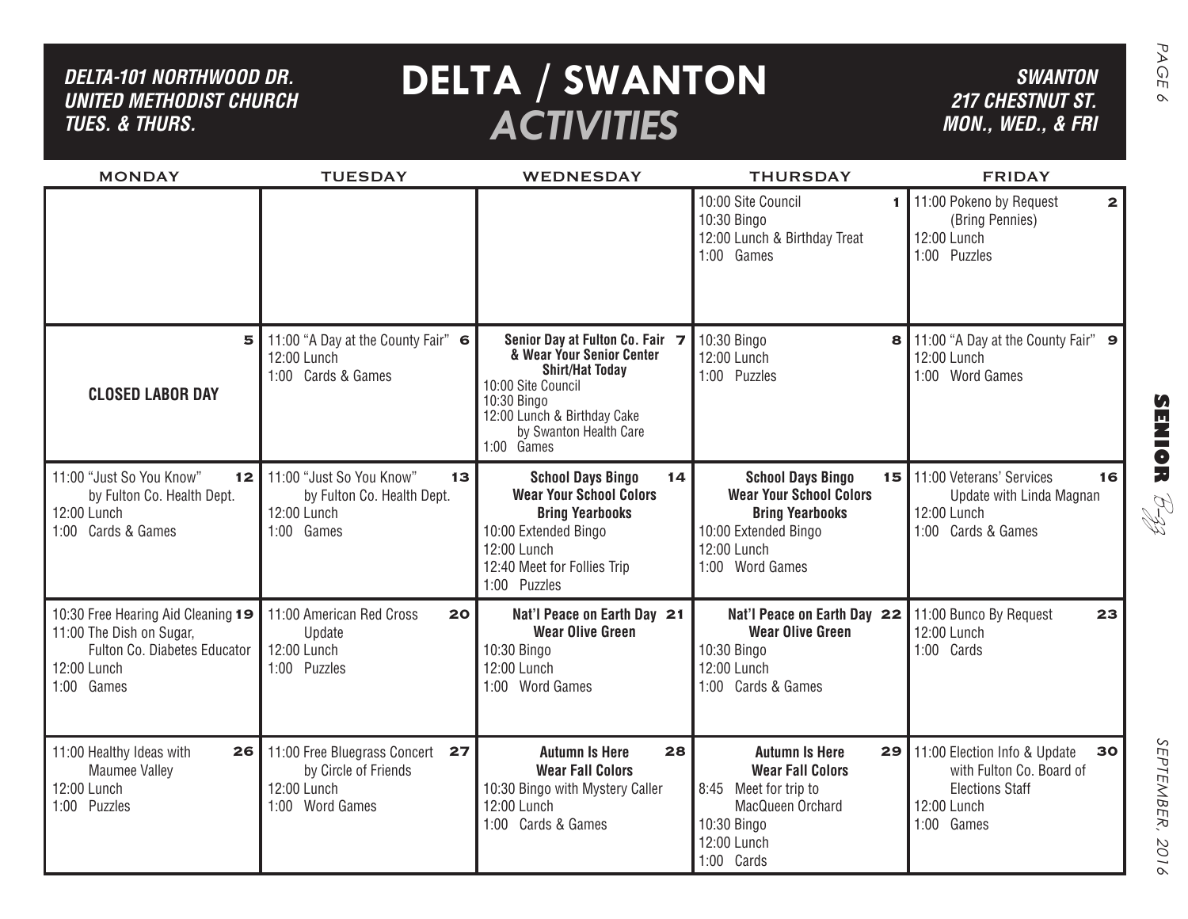# DELTA / SWANTON *ACTIVITIES*

***DELTA-101 NORTHWOOD DR. UNITED METHODIST CHURCH TUES. & THURS.***

***SWANTON 217 CHESTNUT ST. MON., WED., & FRI***

| MONDAY | TUESDAY | WEDNESDAY | THURSDAY | FRIDAY |
|---|---|---|---|---|
| | | | **1** 10:00 Site Council<br>10:30 Bingo<br>12:00 Lunch & Birthday Treat<br>1:00 Games | **2** 11:00 Pokeno by Request (Bring Pennies)<br>12:00 Lunch<br>1:00 Puzzles |
| **5** **CLOSED LABOR DAY** | **6** 11:00 "A Day at the County Fair"<br>12:00 Lunch<br>1:00 Cards & Games | **7** **Senior Day at Fulton Co. Fair & Wear Your Senior Center Shirt/Hat Today**<br>10:00 Site Council<br>10:30 Bingo<br>12:00 Lunch & Birthday Cake by Swanton Health Care<br>1:00 Games | **8** 10:30 Bingo<br>12:00 Lunch<br>1:00 Puzzles | **9** 11:00 "A Day at the County Fair"<br>12:00 Lunch<br>1:00 Word Games |
| **12** 11:00 "Just So You Know" by Fulton Co. Health Dept.<br>12:00 Lunch<br>1:00 Cards & Games | **13** 11:00 "Just So You Know" by Fulton Co. Health Dept.<br>12:00 Lunch<br>1:00 Games | **14** **School Days Bingo Wear Your School Colors Bring Yearbooks**<br>10:00 Extended Bingo<br>12:00 Lunch<br>12:40 Meet for Follies Trip<br>1:00 Puzzles | **15** **School Days Bingo Wear Your School Colors Bring Yearbooks**<br>10:00 Extended Bingo<br>12:00 Lunch<br>1:00 Word Games | **16** 11:00 Veterans' Services Update with Linda Magnan<br>12:00 Lunch<br>1:00 Cards & Games |
| **19** 10:30 Free Hearing Aid Cleaning<br>11:00 The Dish on Sugar, Fulton Co. Diabetes Educator<br>12:00 Lunch<br>1:00 Games | **20** 11:00 American Red Cross Update<br>12:00 Lunch<br>1:00 Puzzles | **21** **Nat'l Peace on Earth Day Wear Olive Green**<br>10:30 Bingo<br>12:00 Lunch<br>1:00 Word Games | **22** **Nat'l Peace on Earth Day Wear Olive Green**<br>10:30 Bingo<br>12:00 Lunch<br>1:00 Cards & Games | **23** 11:00 Bunco By Request<br>12:00 Lunch<br>1:00 Cards |
| **26** 11:00 Healthy Ideas with Maumee Valley<br>12:00 Lunch<br>1:00 Puzzles | **27** 11:00 Free Bluegrass Concert by Circle of Friends<br>12:00 Lunch<br>1:00 Word Games | **28** **Autumn Is Here Wear Fall Colors**<br>10:30 Bingo with Mystery Caller<br>12:00 Lunch<br>1:00 Cards & Games | **29** **Autumn Is Here Wear Fall Colors**<br>8:45 Meet for trip to MacQueen Orchard<br>10:30 Bingo<br>12:00 Lunch<br>1:00 Cards | **30** 11:00 Election Info & Update with Fulton Co. Board of Elections Staff<br>12:00 Lunch<br>1:00 Games |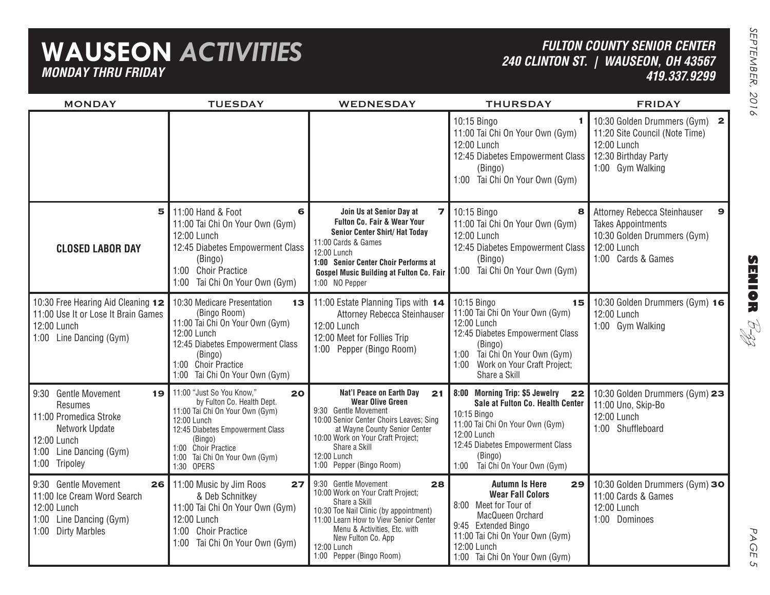# WAUSEON *ACTIVITIES*

***MONDAY THRU FRIDAY***

***FULTON COUNTY SENIOR CENTER***
***240 CLINTON ST. | WAUSEON, OH 43567***
***419.337.9299***

| MONDAY | TUESDAY | WEDNESDAY | THURSDAY | FRIDAY |
|---|---|---|---|---|
| | | | **1** 10:15 Bingo<br>11:00 Tai Chi On Your Own (Gym)<br>12:00 Lunch<br>12:45 Diabetes Empowerment Class (Bingo)<br>1:00 Tai Chi On Your Own (Gym) | **2** 10:30 Golden Drummers (Gym)<br>11:20 Site Council (Note Time)<br>12:00 Lunch<br>12:30 Birthday Party<br>1:00 Gym Walking |
| **5** **CLOSED LABOR DAY** | **6** 11:00 Hand & Foot<br>11:00 Tai Chi On Your Own (Gym)<br>12:00 Lunch<br>12:45 Diabetes Empowerment Class (Bingo)<br>1:00 Choir Practice<br>1:00 Tai Chi On Your Own (Gym) | **7** **Join Us at Senior Day at Fulton Co. Fair & Wear Your Senior Center Shirt/ Hat Today**<br>11:00 Cards & Games<br>12:00 Lunch<br>**1:00 Senior Center Choir Performs at Gospel Music Building at Fulton Co. Fair**<br>1:00 NO Pepper | **8** 10:15 Bingo<br>11:00 Tai Chi On Your Own (Gym)<br>12:00 Lunch<br>12:45 Diabetes Empowerment Class (Bingo)<br>1:00 Tai Chi On Your Own (Gym) | **9** Attorney Rebecca Steinhauser Takes Appointments<br>10:30 Golden Drummers (Gym)<br>12:00 Lunch<br>1:00 Cards & Games |
| **12** 10:30 Free Hearing Aid Cleaning<br>11:00 Use It or Lose It Brain Games<br>12:00 Lunch<br>1:00 Line Dancing (Gym) | **13** 10:30 Medicare Presentation (Bingo Room)<br>11:00 Tai Chi On Your Own (Gym)<br>12:00 Lunch<br>12:45 Diabetes Empowerment Class (Bingo)<br>1:00 Choir Practice<br>1:00 Tai Chi On Your Own (Gym) | **14** 11:00 Estate Planning Tips with Attorney Rebecca Steinhauser<br>12:00 Lunch<br>12:00 Meet for Follies Trip<br>1:00 Pepper (Bingo Room) | **15** 10:15 Bingo<br>11:00 Tai Chi On Your Own (Gym)<br>12:00 Lunch<br>12:45 Diabetes Empowerment Class (Bingo)<br>1:00 Tai Chi On Your Own (Gym)<br>1:00 Work on Your Craft Project; Share a Skill | **16** 10:30 Golden Drummers (Gym)<br>12:00 Lunch<br>1:00 Gym Walking |
| **19** 9:30 Gentle Movement Resumes<br>11:00 Promedica Stroke Network Update<br>12:00 Lunch<br>1:00 Line Dancing (Gym)<br>1:00 Tripoley | **20** 11:00 "Just So You Know," by Fulton Co. Health Dept.<br>11:00 Tai Chi On Your Own (Gym)<br>12:00 Lunch<br>12:45 Diabetes Empowerment Class (Bingo)<br>1:00 Choir Practice<br>1:00 Tai Chi On Your Own (Gym)<br>1:30 OPERS | **21** **Nat'l Peace on Earth Day Wear Olive Green**<br>9:30 Gentle Movement<br>10:00 Senior Center Choirs Leaves; Sing at Wayne County Senior Center<br>10:00 Work on Your Craft Project; Share a Skill<br>12:00 Lunch<br>1:00 Pepper (Bingo Room) | **22** **8:00 Morning Trip: $5 Jewelry Sale at Fulton Co. Health Center**<br>10:15 Bingo<br>11:00 Tai Chi On Your Own (Gym)<br>12:00 Lunch<br>12:45 Diabetes Empowerment Class (Bingo)<br>1:00 Tai Chi On Your Own (Gym) | **23** 10:30 Golden Drummers (Gym)<br>11:00 Uno, Skip-Bo<br>12:00 Lunch<br>1:00 Shuffleboard |
| **26** 9:30 Gentle Movement<br>11:00 Ice Cream Word Search<br>12:00 Lunch<br>1:00 Line Dancing (Gym)<br>1:00 Dirty Marbles | **27** 11:00 Music by Jim Roos & Deb Schnitkey<br>11:00 Tai Chi On Your Own (Gym)<br>12:00 Lunch<br>1:00 Choir Practice<br>1:00 Tai Chi On Your Own (Gym) | **28** 9:30 Gentle Movement<br>10:00 Work on Your Craft Project; Share a Skill<br>10:30 Toe Nail Clinic (by appointment)<br>11:00 Learn How to View Senior Center Menu & Activities, Etc. with New Fulton Co. App<br>12:00 Lunch<br>1:00 Pepper (Bingo Room) | **29** **Autumn Is Here Wear Fall Colors**<br>8:00 Meet for Tour of MacQueen Orchard<br>9:45 Extended Bingo<br>11:00 Tai Chi On Your Own (Gym)<br>12:00 Lunch<br>1:00 Tai Chi On Your Own (Gym) | **30** 10:30 Golden Drummers (Gym)<br>11:00 Cards & Games<br>12:00 Lunch<br>1:00 Dominoes |